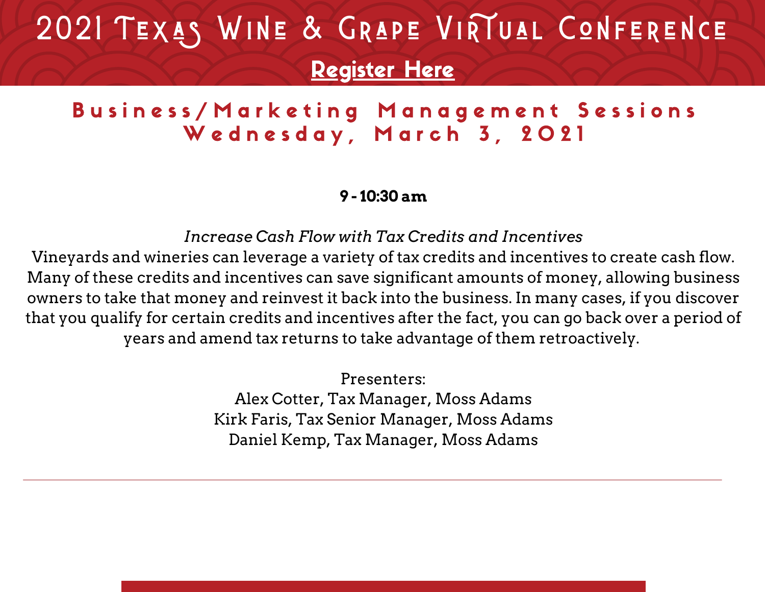# 2021 Texas Wine & Grape Virtual Conference

**Register Here**

## Business/Marketing Management Sessions
## Wednesday, March 3, 2021

**9 - 10:30 am**

*Increase Cash Flow with Tax Credits and Incentives*

Vineyards and wineries can leverage a variety of tax credits and incentives to create cash flow. Many of these credits and incentives can save significant amounts of money, allowing business owners to take that money and reinvest it back into the business. In many cases, if you discover that you qualify for certain credits and incentives after the fact, you can go back over a period of years and amend tax returns to take advantage of them retroactively.

Presenters:
Alex Cotter, Tax Manager, Moss Adams
Kirk Faris, Tax Senior Manager, Moss Adams
Daniel Kemp, Tax Manager, Moss Adams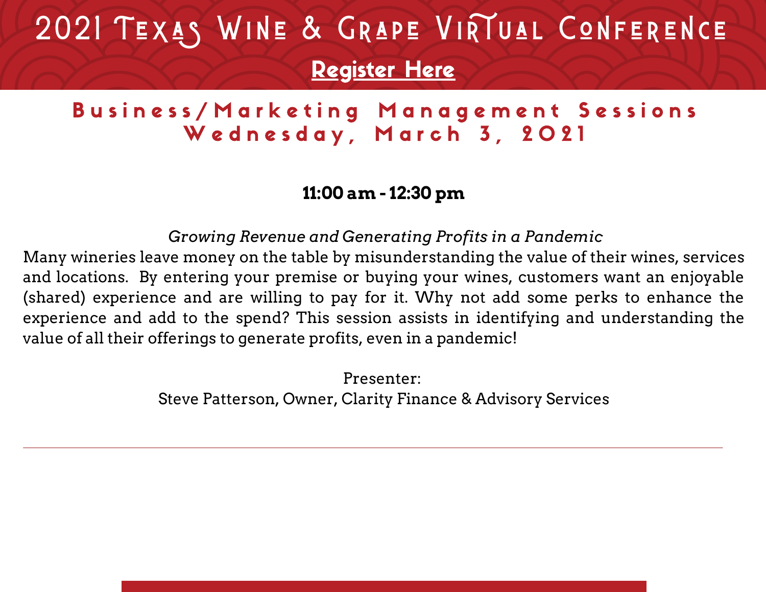# 2021 Texas Wine & Grape Virtual Conference

**Register Here**

## Business/Marketing Management Sessions
## Wednesday, March 3, 2021

**11:00 am - 12:30 pm**

*Growing Revenue and Generating Profits in a Pandemic*

Many wineries leave money on the table by misunderstanding the value of their wines, services and locations. By entering your premise or buying your wines, customers want an enjoyable (shared) experience and are willing to pay for it. Why not add some perks to enhance the experience and add to the spend? This session assists in identifying and understanding the value of all their offerings to generate profits, even in a pandemic!

Presenter:
Steve Patterson, Owner, Clarity Finance & Advisory Services

---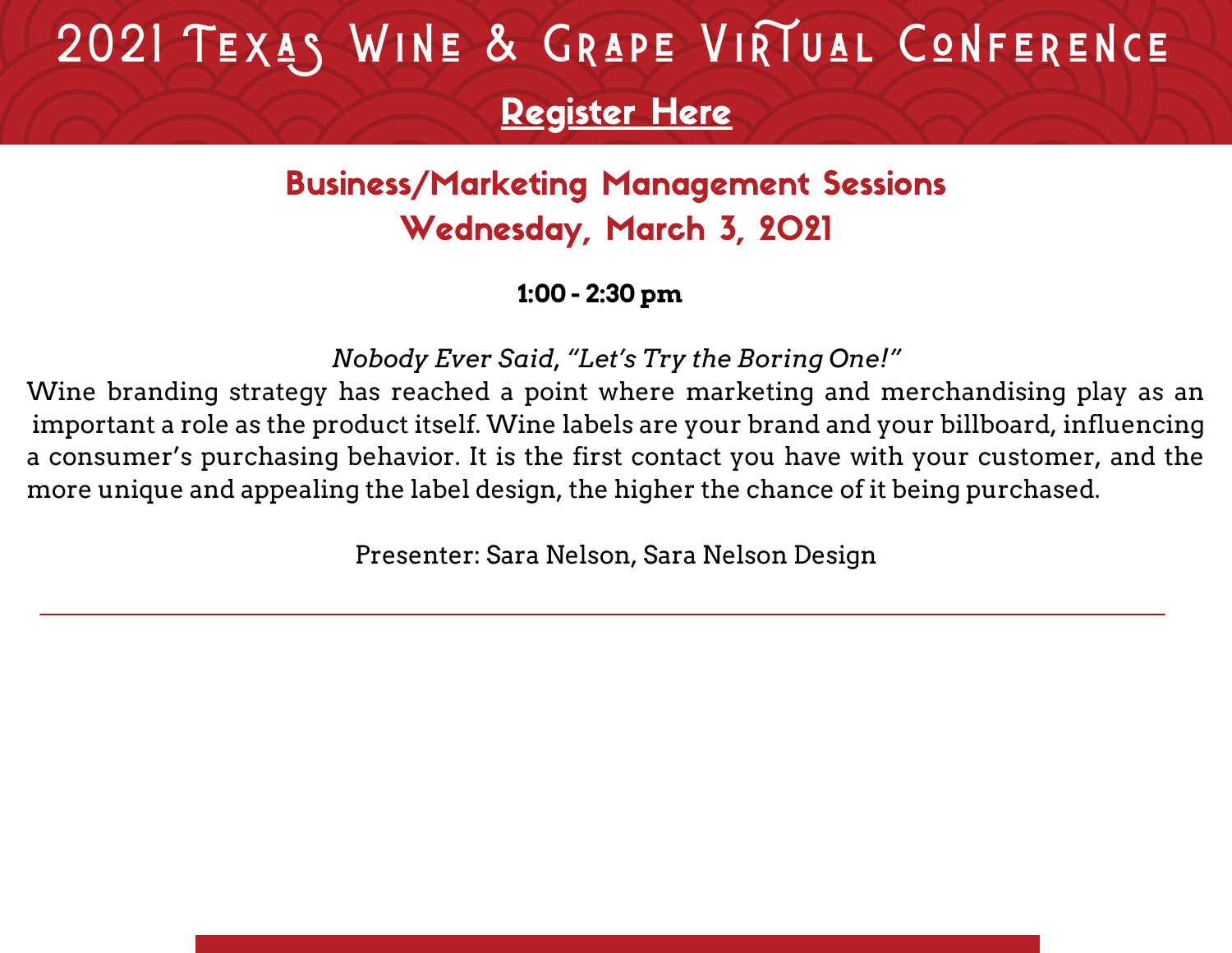# 2021 Texas Wine & Grape Virtual Conference

**Register Here**

## Business/Marketing Management Sessions
## Wednesday, March 3, 2021

**1:00 - 2:30 pm**

*Nobody Ever Said, "Let's Try the Boring One!"*

Wine branding strategy has reached a point where marketing and merchandising play as an important a role as the product itself. Wine labels are your brand and your billboard, influencing a consumer's purchasing behavior. It is the first contact you have with your customer, and the more unique and appealing the label design, the higher the chance of it being purchased.

Presenter: Sara Nelson, Sara Nelson Design

---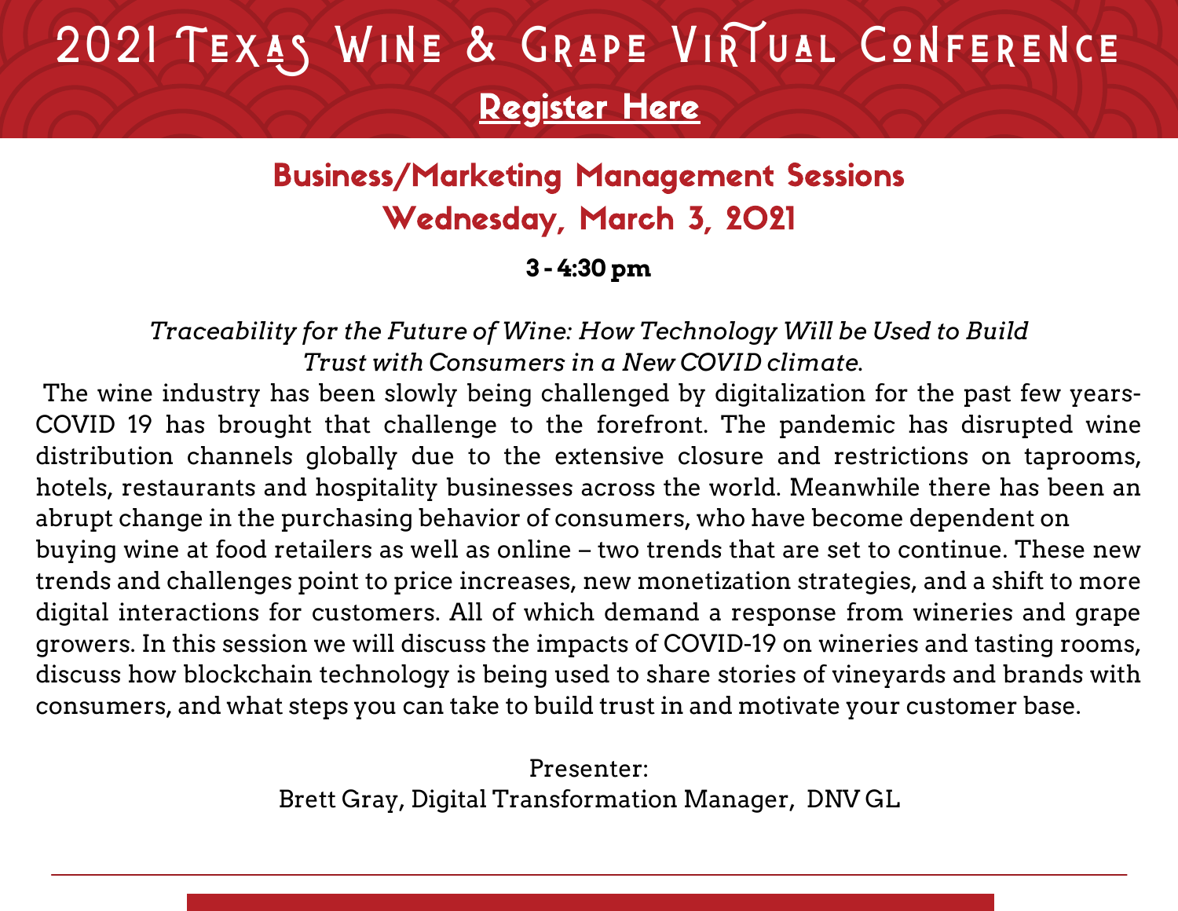# 2021 Texas Wine & Grape Virtual Conference

**Register Here**

## Business/Marketing Management Sessions
## Wednesday, March 3, 2021

**3 - 4:30 pm**

*Traceability for the Future of Wine: How Technology Will be Used to Build Trust with Consumers in a New COVID climate.*

The wine industry has been slowly being challenged by digitalization for the past few years- COVID 19 has brought that challenge to the forefront. The pandemic has disrupted wine distribution channels globally due to the extensive closure and restrictions on taprooms, hotels, restaurants and hospitality businesses across the world. Meanwhile there has been an abrupt change in the purchasing behavior of consumers, who have become dependent on buying wine at food retailers as well as online – two trends that are set to continue. These new trends and challenges point to price increases, new monetization strategies, and a shift to more digital interactions for customers. All of which demand a response from wineries and grape growers. In this session we will discuss the impacts of COVID-19 on wineries and tasting rooms, discuss how blockchain technology is being used to share stories of vineyards and brands with consumers, and what steps you can take to build trust in and motivate your customer base.

Presenter:
Brett Gray, Digital Transformation Manager, DNV GL